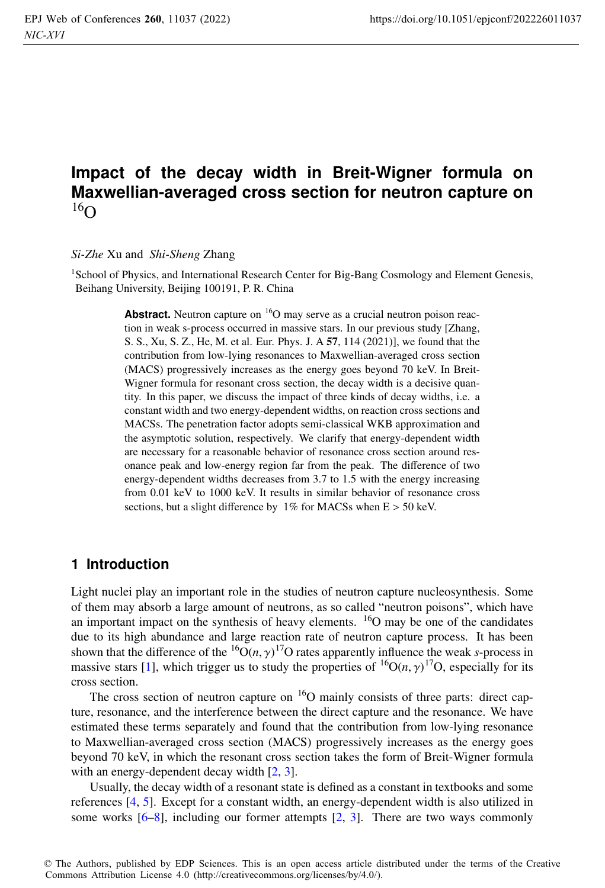# Impact of the decay width in Breit-Wigner formula on Maxwellian-averaged cross section for neutron capture on $^{16}O$

*Si-Zhe* Xu and *Shi-Sheng* Zhang

[1]School of Physics, and International Research Center for Big-Bang Cosmology and Element Genesis, Beihang University, Beijing 100191, P. R. China

**Abstract.** Neutron capture on $^{16}O$ may serve as a crucial neutron poison reaction in weak s-process occurred in massive stars. In our previous study [Zhang, S. S., Xu, S. Z., He, M. et al. Eur. Phys. J. A **57**, 114 (2021)], we found that the contribution from low-lying resonances to Maxwellian-averaged cross section (MACS) progressively increases as the energy goes beyond 70 keV. In Breit-Wigner formula for resonant cross section, the decay width is a decisive quantity. In this paper, we discuss the impact of three kinds of decay widths, i.e. a constant width and two energy-dependent widths, on reaction cross sections and MACSs. The penetration factor adopts semi-classical WKB approximation and the asymptotic solution, respectively. We clarify that energy-dependent width are necessary for a reasonable behavior of resonance cross section around resonance peak and low-energy region far from the peak. The difference of two energy-dependent widths decreases from 3.7 to 1.5 with the energy increasing from 0.01 keV to 1000 keV. It results in similar behavior of resonance cross sections, but a slight difference by 1% for MACSs when E > 50 keV.

## 1 Introduction

Light nuclei play an important role in the studies of neutron capture nucleosynthesis. Some of them may absorb a large amount of neutrons, as so called "neutron poisons", which have an important impact on the synthesis of heavy elements. $^{16}O$ may be one of the candidates due to its high abundance and large reaction rate of neutron capture process. It has been shown that the difference of the $^{16}O(n,\gamma)^{17}O$ rates apparently influence the weak *s*-process in massive stars [1], which trigger us to study the properties of $^{16}O(n,\gamma)^{17}O$, especially for its cross section.

The cross section of neutron capture on $^{16}O$ mainly consists of three parts: direct capture, resonance, and the interference between the direct capture and the resonance. We have estimated these terms separately and found that the contribution from low-lying resonance to Maxwellian-averaged cross section (MACS) progressively increases as the energy goes beyond 70 keV, in which the resonant cross section takes the form of Breit-Wigner formula with an energy-dependent decay width [2, 3].

Usually, the decay width of a resonant state is defined as a constant in textbooks and some references [4, 5]. Except for a constant width, an energy-dependent width is also utilized in some works [6–8], including our former attempts [2, 3]. There are two ways commonly

© The Authors, published by EDP Sciences. This is an open access article distributed under the terms of the Creative Commons Attribution License 4.0 (http://creativecommons.org/licenses/by/4.0/).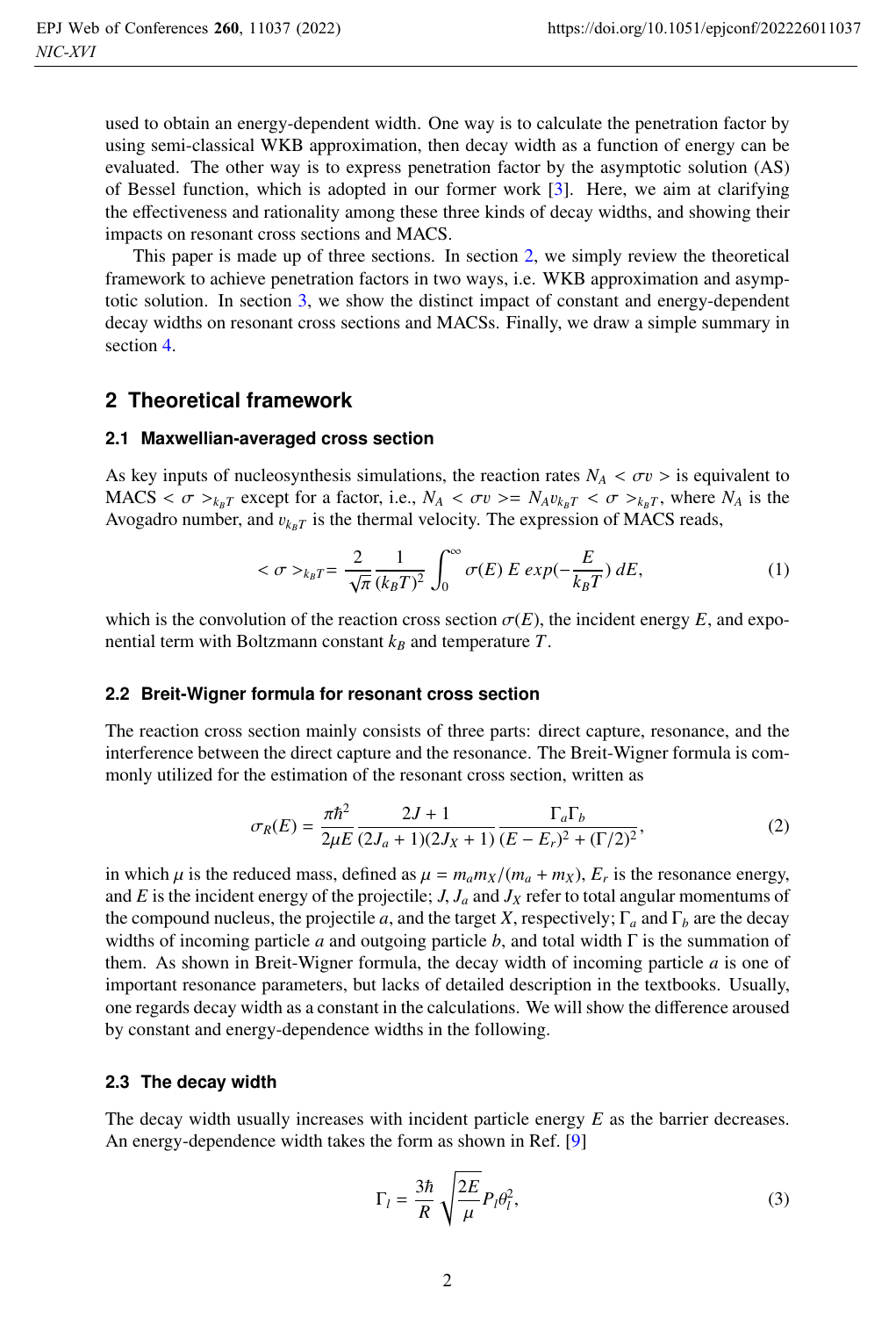used to obtain an energy-dependent width. One way is to calculate the penetration factor by using semi-classical WKB approximation, then decay width as a function of energy can be evaluated. The other way is to express penetration factor by the asymptotic solution (AS) of Bessel function, which is adopted in our former work [3]. Here, we aim at clarifying the effectiveness and rationality among these three kinds of decay widths, and showing their impacts on resonant cross sections and MACS.

This paper is made up of three sections. In section 2, we simply review the theoretical framework to achieve penetration factors in two ways, i.e. WKB approximation and asymptotic solution. In section 3, we show the distinct impact of constant and energy-dependent decay widths on resonant cross sections and MACSs. Finally, we draw a simple summary in section 4.

## 2 Theoretical framework

### 2.1 Maxwellian-averaged cross section

As key inputs of nucleosynthesis simulations, the reaction rates $N_A < \sigma v >$ is equivalent to MACS $< \sigma >_{k_B T}$ except for a factor, i.e., $N_A < \sigma v >= N_A v_{k_B T} < \sigma >_{k_B T}$, where $N_A$ is the Avogadro number, and $v_{k_B T}$ is the thermal velocity. The expression of MACS reads,

$$< \sigma >_{k_B T} = \frac{2}{\sqrt{\pi}} \frac{1}{(k_B T)^2} \int_0^\infty \sigma(E)\, E\, exp(-\frac{E}{k_B T})\, dE, \tag{1}$$

which is the convolution of the reaction cross section $\sigma(E)$, the incident energy $E$, and exponential term with Boltzmann constant $k_B$ and temperature $T$.

### 2.2 Breit-Wigner formula for resonant cross section

The reaction cross section mainly consists of three parts: direct capture, resonance, and the interference between the direct capture and the resonance. The Breit-Wigner formula is commonly utilized for the estimation of the resonant cross section, written as

$$\sigma_R(E) = \frac{\pi \hbar^2}{2\mu E} \frac{2J+1}{(2J_a+1)(2J_X+1)} \frac{\Gamma_a \Gamma_b}{(E-E_r)^2 + (\Gamma/2)^2}, \tag{2}$$

in which $\mu$ is the reduced mass, defined as $\mu = m_a m_X/(m_a + m_X)$, $E_r$ is the resonance energy, and $E$ is the incident energy of the projectile; $J$, $J_a$ and $J_X$ refer to total angular momentums of the compound nucleus, the projectile $a$, and the target $X$, respectively; $\Gamma_a$ and $\Gamma_b$ are the decay widths of incoming particle $a$ and outgoing particle $b$, and total width $\Gamma$ is the summation of them. As shown in Breit-Wigner formula, the decay width of incoming particle $a$ is one of important resonance parameters, but lacks of detailed description in the textbooks. Usually, one regards decay width as a constant in the calculations. We will show the difference aroused by constant and energy-dependence widths in the following.

### 2.3 The decay width

The decay width usually increases with incident particle energy $E$ as the barrier decreases. An energy-dependence width takes the form as shown in Ref. [9]

$$\Gamma_l = \frac{3\hbar}{R} \sqrt{\frac{2E}{\mu}} P_l \theta_l^2, \tag{3}$$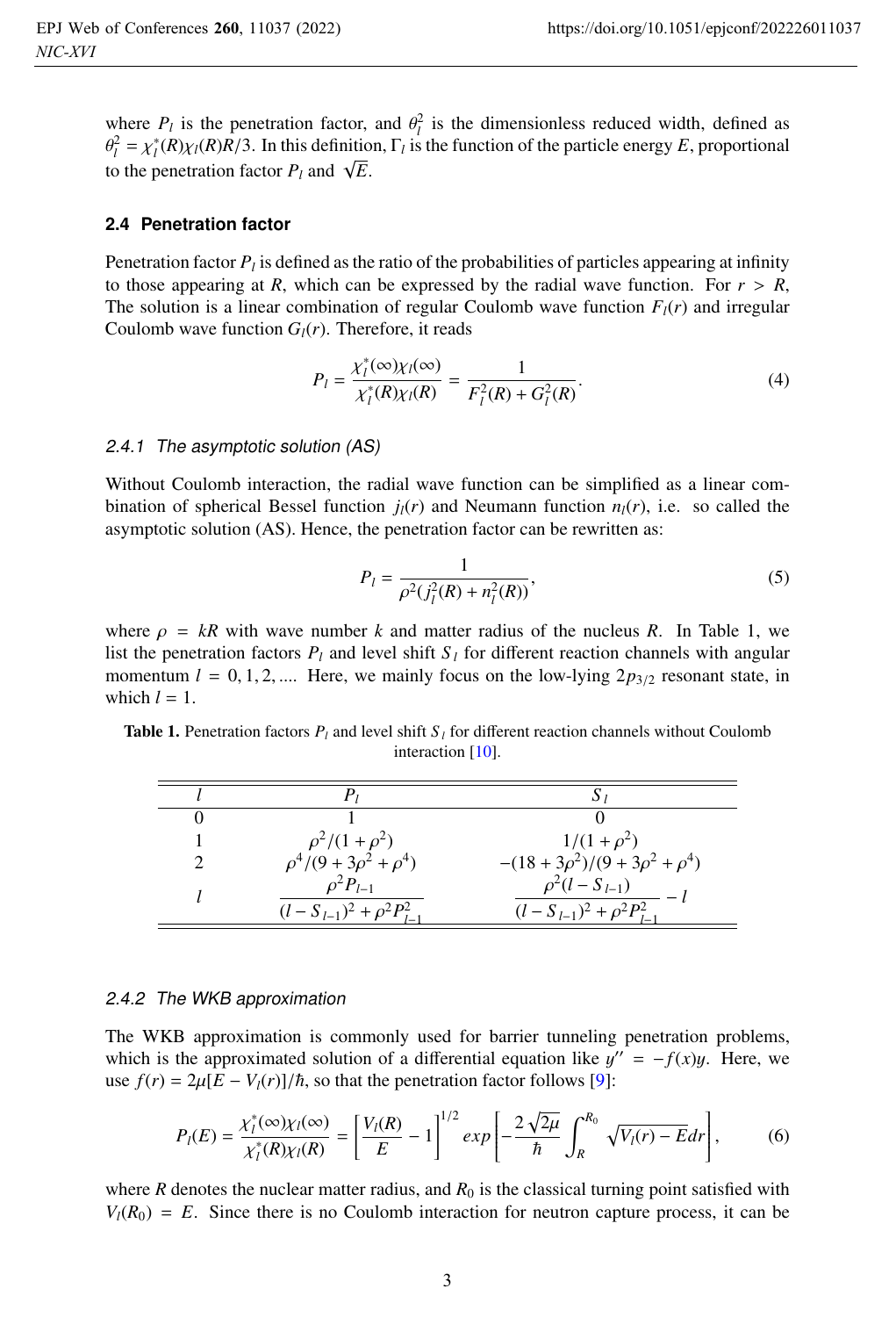where $P_l$ is the penetration factor, and $\theta_l^2$ is the dimensionless reduced width, defined as $\theta_l^2 = \chi_l^*(R)\chi_l(R)R/3$. In this definition, $\Gamma_l$ is the function of the particle energy $E$, proportional to the penetration factor $P_l$ and $\sqrt{E}$.

### 2.4 Penetration factor

Penetration factor $P_l$ is defined as the ratio of the probabilities of particles appearing at infinity to those appearing at $R$, which can be expressed by the radial wave function. For $r > R$, The solution is a linear combination of regular Coulomb wave function $F_l(r)$ and irregular Coulomb wave function $G_l(r)$. Therefore, it reads

$$P_l = \frac{\chi_l^*(\infty)\chi_l(\infty)}{\chi_l^*(R)\chi_l(R)} = \frac{1}{F_l^2(R) + G_l^2(R)}. \tag{4}$$

#### 2.4.1 The asymptotic solution (AS)

Without Coulomb interaction, the radial wave function can be simplified as a linear combination of spherical Bessel function $j_l(r)$ and Neumann function $n_l(r)$, i.e. so called the asymptotic solution (AS). Hence, the penetration factor can be rewritten as:

$$P_l = \frac{1}{\rho^2(j_l^2(R) + n_l^2(R))}, \tag{5}$$

where $\rho = kR$ with wave number $k$ and matter radius of the nucleus $R$. In Table 1, we list the penetration factors $P_l$ and level shift $S_l$ for different reaction channels with angular momentum $l = 0, 1, 2, ....$ Here, we mainly focus on the low-lying $2p_{3/2}$ resonant state, in which $l = 1$.

**Table 1.** Penetration factors $P_l$ and level shift $S_l$ for different reaction channels without Coulomb interaction [10].

| $l$ | $P_l$ | $S_l$ |
|---|---|---|
| 0 | 1 | 0 |
| 1 | $\rho^2/(1+\rho^2)$ | $1/(1+\rho^2)$ |
| 2 | $\rho^4/(9+3\rho^2+\rho^4)$ | $-(18+3\rho^2)/(9+3\rho^2+\rho^4)$ |
| $l$ | $\dfrac{\rho^2 P_{l-1}}{(l-S_{l-1})^2+\rho^2 P_{l-1}^2}$ | $\dfrac{\rho^2(l-S_{l-1})}{(l-S_{l-1})^2+\rho^2 P_{l-1}^2} - l$ |

#### 2.4.2 The WKB approximation

The WKB approximation is commonly used for barrier tunneling penetration problems, which is the approximated solution of a differential equation like $y'' = -f(x)y$. Here, we use $f(r) = 2\mu[E - V_l(r)]/\hbar$, so that the penetration factor follows [9]:

$$P_l(E) = \frac{\chi_l^*(\infty)\chi_l(\infty)}{\chi_l^*(R)\chi_l(R)} = \left[\frac{V_l(R)}{E} - 1\right]^{1/2} exp\left[-\frac{2\sqrt{2\mu}}{\hbar}\int_R^{R_0}\sqrt{V_l(r) - E}dr\right], \tag{6}$$

where $R$ denotes the nuclear matter radius, and $R_0$ is the classical turning point satisfied with $V_l(R_0) = E$. Since there is no Coulomb interaction for neutron capture process, it can be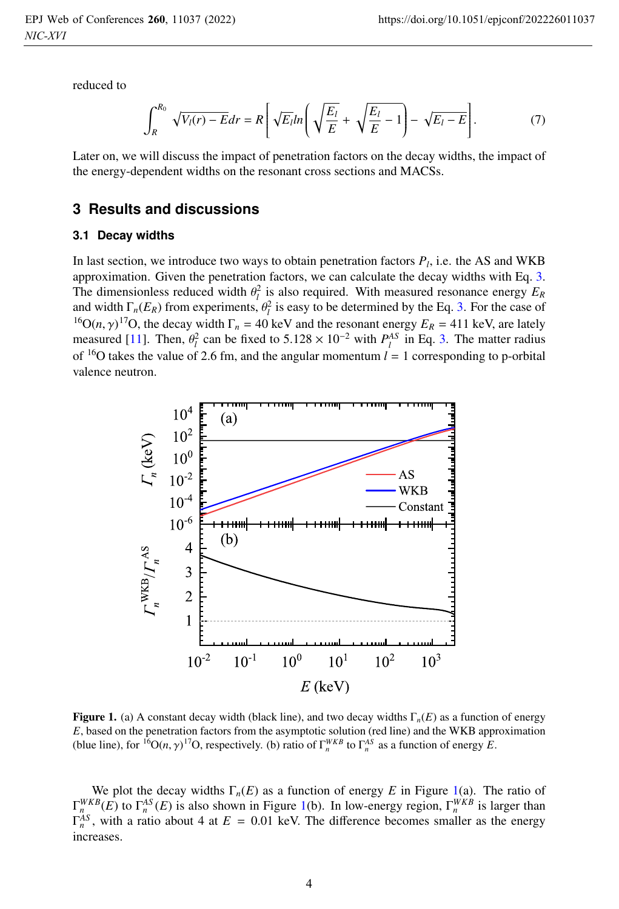reduced to

$$\int_R^{R_0} \sqrt{V_l(r) - E}dr = R\left[\sqrt{E_l}ln\left(\sqrt{\frac{E_l}{E}} + \sqrt{\frac{E_l}{E} - 1}\right) - \sqrt{E_l - E}\right]. \tag{7}$$

Later on, we will discuss the impact of penetration factors on the decay widths, the impact of the energy-dependent widths on the resonant cross sections and MACSs.

## 3 Results and discussions

### 3.1 Decay widths

In last section, we introduce two ways to obtain penetration factors $P_l$, i.e. the AS and WKB approximation. Given the penetration factors, we can calculate the decay widths with Eq. 3. The dimensionless reduced width $\theta_l^2$ is also required. With measured resonance energy $E_R$ and width $\Gamma_n(E_R)$ from experiments, $\theta_l^2$ is easy to be determined by the Eq. 3. For the case of $^{16}O(n,\gamma)^{17}O$, the decay width $\Gamma_n = 40$ keV and the resonant energy $E_R = 411$ keV, are lately measured [11]. Then, $\theta_l^2$ can be fixed to $5.128 \times 10^{-2}$ with $P_l^{AS}$ in Eq. 3. The matter radius of $^{16}O$ takes the value of 2.6 fm, and the angular momentum $l = 1$ corresponding to p-orbital valence neutron.

**Figure 1.** (a) A constant decay width (black line), and two decay widths $\Gamma_n(E)$ as a function of energy $E$, based on the penetration factors from the asymptotic solution (red line) and the WKB approximation (blue line), for $^{16}O(n,\gamma)^{17}O$, respectively. (b) ratio of $\Gamma_n^{WKB}$ to $\Gamma_n^{AS}$ as a function of energy $E$.

We plot the decay widths $\Gamma_n(E)$ as a function of energy $E$ in Figure 1(a). The ratio of $\Gamma_n^{WKB}(E)$ to $\Gamma_n^{AS}(E)$ is also shown in Figure 1(b). In low-energy region, $\Gamma_n^{WKB}$ is larger than $\Gamma_n^{AS}$, with a ratio about 4 at $E = 0.01$ keV. The difference becomes smaller as the energy increases.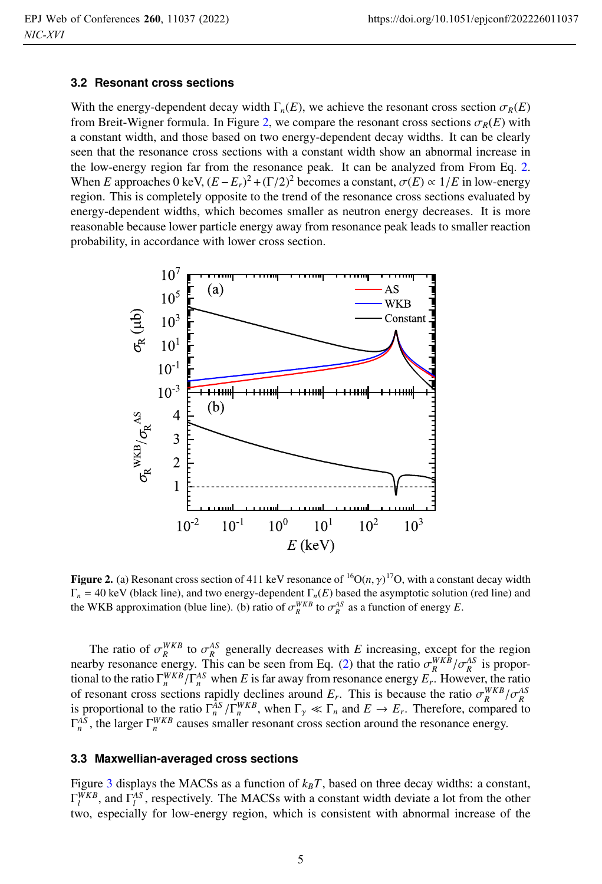### 3.2 Resonant cross sections

With the energy-dependent decay width $\Gamma_n(E)$, we achieve the resonant cross section $\sigma_R(E)$ from Breit-Wigner formula. In Figure 2, we compare the resonant cross sections $\sigma_R(E)$ with a constant width, and those based on two energy-dependent decay widths. It can be clearly seen that the resonance cross sections with a constant width show an abnormal increase in the low-energy region far from the resonance peak. It can be analyzed from From Eq. 2. When $E$ approaches 0 keV, $(E - E_r)^2 + (\Gamma/2)^2$ becomes a constant, $\sigma(E) \propto 1/E$ in low-energy region. This is completely opposite to the trend of the resonance cross sections evaluated by energy-dependent widths, which becomes smaller as neutron energy decreases. It is more reasonable because lower particle energy away from resonance peak leads to smaller reaction probability, in accordance with lower cross section.

**Figure 2.** (a) Resonant cross section of 411 keV resonance of $^{16}O(n,\gamma)^{17}O$, with a constant decay width $\Gamma_n = 40$ keV (black line), and two energy-dependent $\Gamma_n(E)$ based the asymptotic solution (red line) and the WKB approximation (blue line). (b) ratio of $\sigma_R^{WKB}$ to $\sigma_R^{AS}$ as a function of energy $E$.

The ratio of $\sigma_R^{WKB}$ to $\sigma_R^{AS}$ generally decreases with $E$ increasing, except for the region nearby resonance energy. This can be seen from Eq. (2) that the ratio $\sigma_R^{WKB}/\sigma_R^{AS}$ is proportional to the ratio $\Gamma_n^{WKB}/\Gamma_n^{AS}$ when $E$ is far away from resonance energy $E_r$. However, the ratio of resonant cross sections rapidly declines around $E_r$. This is because the ratio $\sigma_R^{WKB}/\sigma_R^{AS}$ is proportional to the ratio $\Gamma_n^{AS}/\Gamma_n^{WKB}$, when $\Gamma_\gamma \ll \Gamma_n$ and $E \to E_r$. Therefore, compared to $\Gamma_n^{AS}$, the larger $\Gamma_n^{WKB}$ causes smaller resonant cross section around the resonance energy.

### 3.3 Maxwellian-averaged cross sections

Figure 3 displays the MACSs as a function of $k_BT$, based on three decay widths: a constant, $\Gamma_l^{WKB}$, and $\Gamma_l^{AS}$, respectively. The MACSs with a constant width deviate a lot from the other two, especially for low-energy region, which is consistent with abnormal increase of the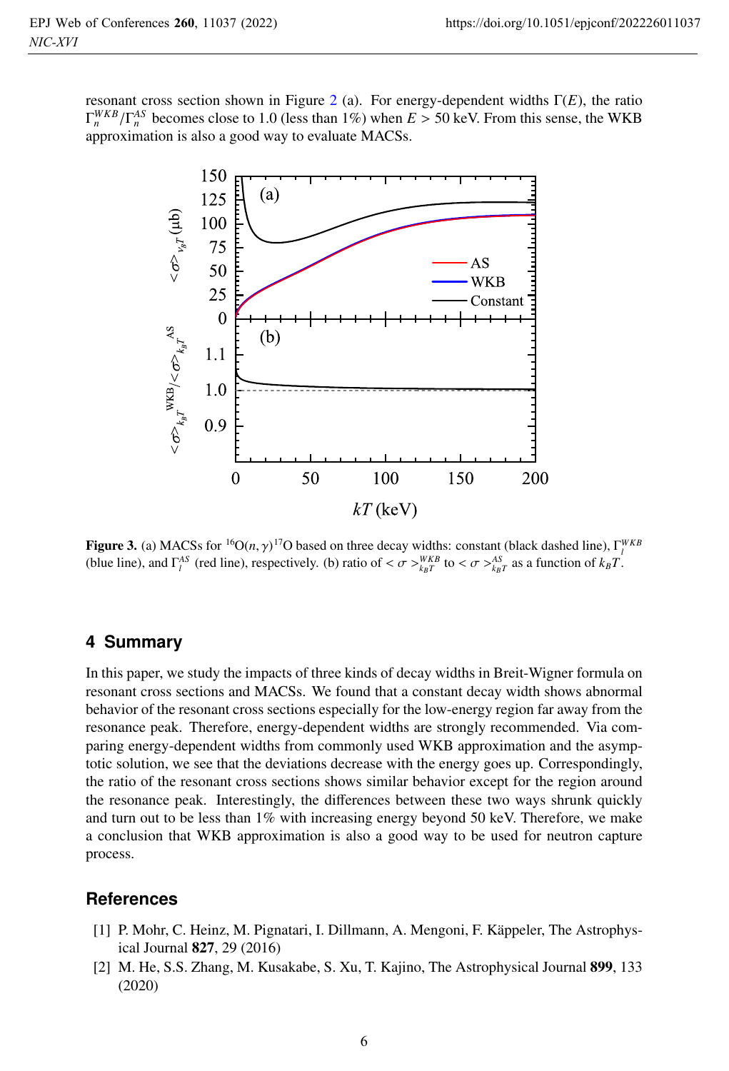resonant cross section shown in Figure 2 (a). For energy-dependent widths $\Gamma(E)$, the ratio $\Gamma_n^{WKB}/\Gamma_n^{AS}$ becomes close to 1.0 (less than 1%) when $E > 50$ keV. From this sense, the WKB approximation is also a good way to evaluate MACSs.

**Figure 3.** (a) MACSs for $^{16}O(n,\gamma)^{17}O$ based on three decay widths: constant (black dashed line), $\Gamma_l^{WKB}$ (blue line), and $\Gamma_l^{AS}$ (red line), respectively. (b) ratio of $<\sigma>_{k_BT}^{WKB}$ to $<\sigma>_{k_BT}^{AS}$ as a function of $k_BT$.

## 4 Summary

In this paper, we study the impacts of three kinds of decay widths in Breit-Wigner formula on resonant cross sections and MACSs. We found that a constant decay width shows abnormal behavior of the resonant cross sections especially for the low-energy region far away from the resonance peak. Therefore, energy-dependent widths are strongly recommended. Via comparing energy-dependent widths from commonly used WKB approximation and the asymptotic solution, we see that the deviations decrease with the energy goes up. Correspondingly, the ratio of the resonant cross sections shows similar behavior except for the region around the resonance peak. Interestingly, the differences between these two ways shrunk quickly and turn out to be less than 1% with increasing energy beyond 50 keV. Therefore, we make a conclusion that WKB approximation is also a good way to be used for neutron capture process.

## References

[1] P. Mohr, C. Heinz, M. Pignatari, I. Dillmann, A. Mengoni, F. Käppeler, The Astrophysical Journal **827**, 29 (2016)

[2] M. He, S.S. Zhang, M. Kusakabe, S. Xu, T. Kajino, The Astrophysical Journal **899**, 133 (2020)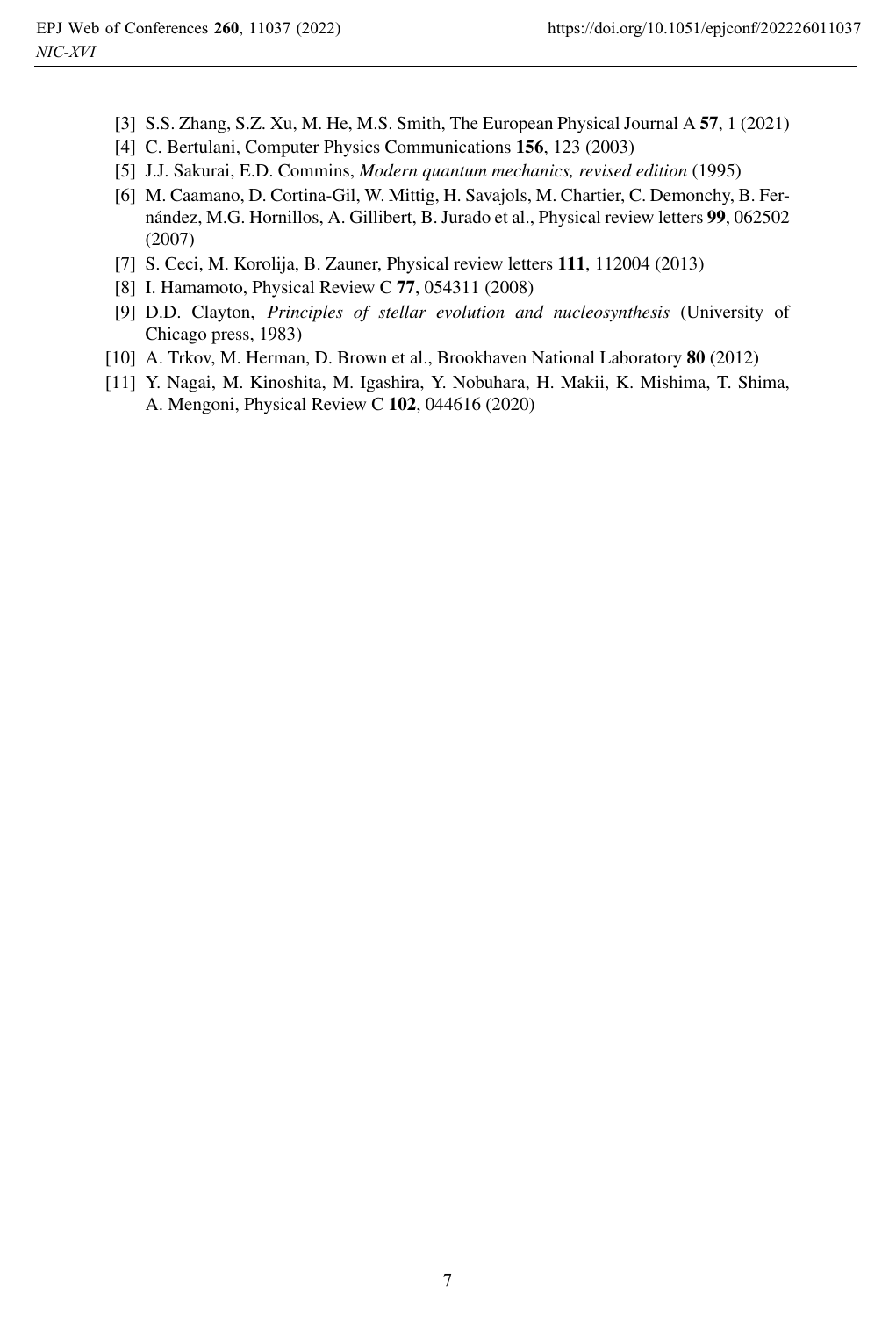[3] S.S. Zhang, S.Z. Xu, M. He, M.S. Smith, The European Physical Journal A **57**, 1 (2021)

[4] C. Bertulani, Computer Physics Communications **156**, 123 (2003)

[5] J.J. Sakurai, E.D. Commins, *Modern quantum mechanics, revised edition* (1995)

[6] M. Caamano, D. Cortina-Gil, W. Mittig, H. Savajols, M. Chartier, C. Demonchy, B. Fernández, M.G. Hornillos, A. Gillibert, B. Jurado et al., Physical review letters **99**, 062502 (2007)

[7] S. Ceci, M. Korolija, B. Zauner, Physical review letters **111**, 112004 (2013)

[8] I. Hamamoto, Physical Review C **77**, 054311 (2008)

[9] D.D. Clayton, *Principles of stellar evolution and nucleosynthesis* (University of Chicago press, 1983)

[10] A. Trkov, M. Herman, D. Brown et al., Brookhaven National Laboratory **80** (2012)

[11] Y. Nagai, M. Kinoshita, M. Igashira, Y. Nobuhara, H. Makii, K. Mishima, T. Shima, A. Mengoni, Physical Review C **102**, 044616 (2020)